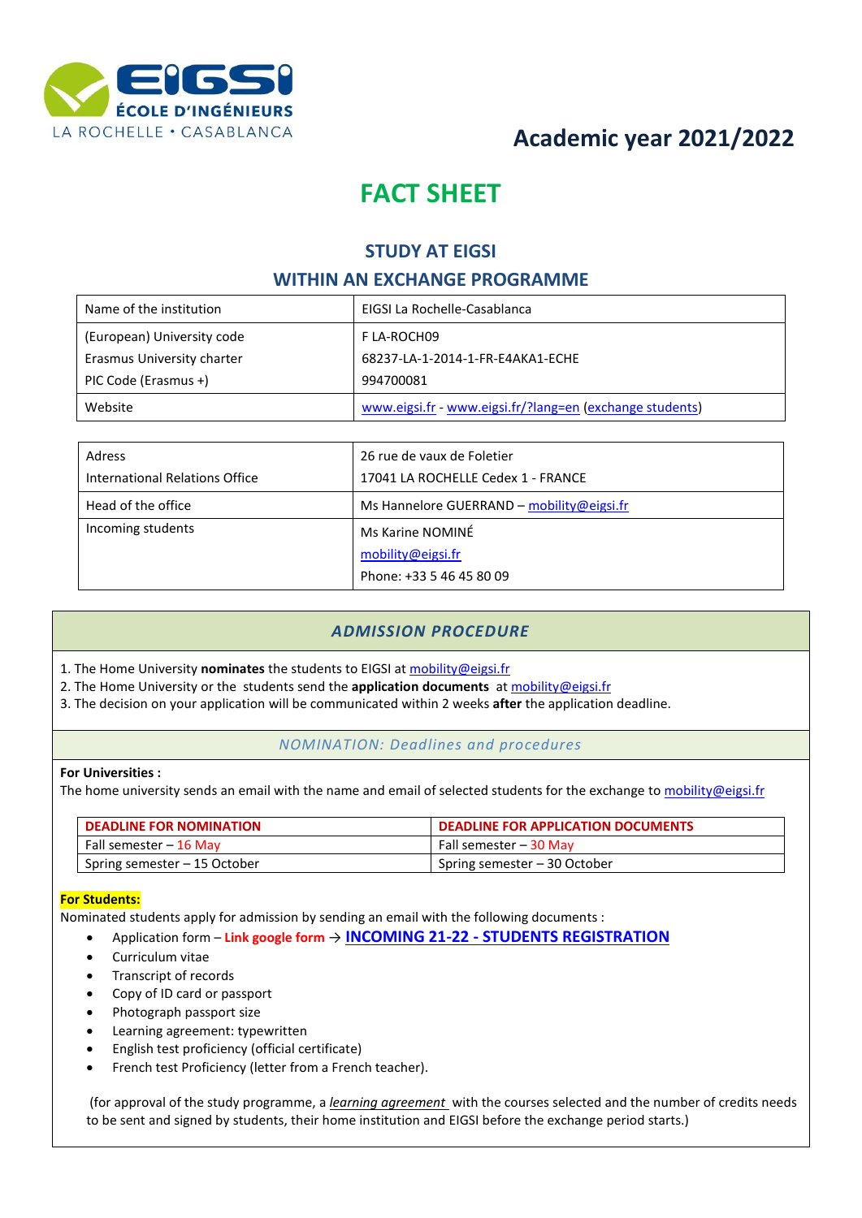EIGSI ÉCOLE D'INGÉNIEURS LA ROCHELLE • CASABLANCA

## Academic year 2021/2022

# FACT SHEET

## STUDY AT EIGSI
## WITHIN AN EXCHANGE PROGRAMME

| Name of the institution | EIGSI La Rochelle-Casablanca |
|---|---|
| (European) University code<br>Erasmus University charter<br>PIC Code (Erasmus +) | F LA-ROCH09<br>68237-LA-1-2014-1-FR-E4AKA1-ECHE<br>994700081 |
| Website | www.eigsi.fr - www.eigsi.fr/?lang=en (exchange students) |

| Adress<br>International Relations Office | 26 rue de vaux de Foletier<br>17041 LA ROCHELLE Cedex 1 - FRANCE |
|---|---|
| Head of the office | Ms Hannelore GUERRAND – mobility@eigsi.fr |
| Incoming students | Ms Karine NOMINÉ<br>mobility@eigsi.fr<br>Phone: +33 5 46 45 80 09 |

### *ADMISSION PROCEDURE*

1. The Home University **nominates** the students to EIGSI at mobility@eigsi.fr
2. The Home University or the students send the **application documents** at mobility@eigsi.fr
3. The decision on your application will be communicated within 2 weeks **after** the application deadline.

### *NOMINATION: Deadlines and procedures*

**For Universities :**
The home university sends an email with the name and email of selected students for the exchange to mobility@eigsi.fr

| DEADLINE FOR NOMINATION | DEADLINE FOR APPLICATION DOCUMENTS |
|---|---|
| Fall semester – 16 May | Fall semester – 30 May |
| Spring semester – 15 October | Spring semester – 30 October |

**For Students:**
Nominated students apply for admission by sending an email with the following documents :

- Application form – **Link google form** → **INCOMING 21-22 - STUDENTS REGISTRATION**
- Curriculum vitae
- Transcript of records
- Copy of ID card or passport
- Photograph passport size
- Learning agreement: typewritten
- English test proficiency (official certificate)
- French test Proficiency (letter from a French teacher).

(for approval of the study programme, a *learning agreement* with the courses selected and the number of credits needs to be sent and signed by students, their home institution and EIGSI before the exchange period starts.)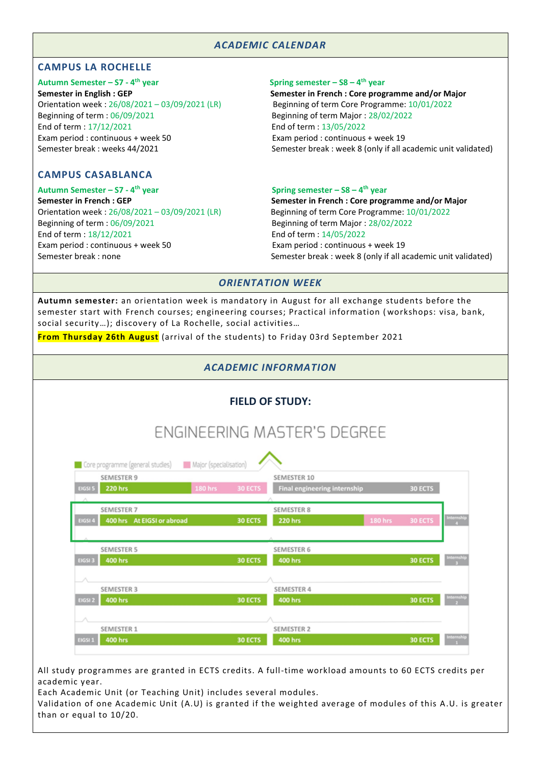## ACADEMIC CALENDAR

### CAMPUS LA ROCHELLE

**Autumn Semester – S7 - 4th year**

**Semester in English : GEP**
Orientation week : 26/08/2021 – 03/09/2021 (LR)
Beginning of term : 06/09/2021
End of term : 17/12/2021
Exam period : continuous + week 50
Semester break : weeks 44/2021

**Spring semester – S8 – 4th year**

**Semester in French : Core programme and/or Major**
Beginning of term Core Programme: 10/01/2022
Beginning of term Major : 28/02/2022
End of term : 13/05/2022
Exam period : continuous + week 19
Semester break : week 8 (only if all academic unit validated)

### CAMPUS CASABLANCA

**Autumn Semester – S7 - 4th year**

**Semester in French : GEP**
Orientation week : 26/08/2021 – 03/09/2021 (LR)
Beginning of term : 06/09/2021
End of term : 18/12/2021
Exam period : continuous + week 50
Semester break : none

**Spring semester – S8 – 4th year**

**Semester in French : Core programme and/or Major**
Beginning of term Core Programme: 10/01/2022
Beginning of term Major : 28/02/2022
End of term : 14/05/2022
Exam period : continuous + week 19
Semester break : week 8 (only if all academic unit validated)

## ORIENTATION WEEK

**Autumn semester:** an orientation week is mandatory in August for all exchange students before the semester start with French courses; engineering courses; Practical information (workshops: visa, bank, social security…); discovery of La Rochelle, social activities…

**From Thursday 26th August** (arrival of the students) to Friday 03rd September 2021

## ACADEMIC INFORMATION

### FIELD OF STUDY:

ENGINEERING MASTER'S DEGREE

Core programme (general studies) | Major (specialisation)

| | Semester (odd) | | Semester (even) | | |
|---|---|---|---|---|---|
| EIGSI 5 | SEMESTER 9: 220 hrs / 180 hrs | 30 ECTS | SEMESTER 10: Final engineering internship | 30 ECTS | |
| EIGSI 4 | SEMESTER 7: 400 hrs At EIGSI or abroad | 30 ECTS | SEMESTER 8: 220 hrs / 180 hrs | 30 ECTS | Internship 4 |
| EIGSI 3 | SEMESTER 5: 400 hrs | 30 ECTS | SEMESTER 6: 400 hrs | 30 ECTS | Internship 3 |
| EIGSI 2 | SEMESTER 3: 400 hrs | 30 ECTS | SEMESTER 4: 400 hrs | 30 ECTS | Internship 2 |
| EIGSI 1 | SEMESTER 1: 400 hrs | 30 ECTS | SEMESTER 2: 400 hrs | 30 ECTS | Internship 1 |

All study programmes are granted in ECTS credits. A full-time workload amounts to 60 ECTS credits per academic year.
Each Academic Unit (or Teaching Unit) includes several modules.
Validation of one Academic Unit (A.U) is granted if the weighted average of modules of this A.U. is greater than or equal to 10/20.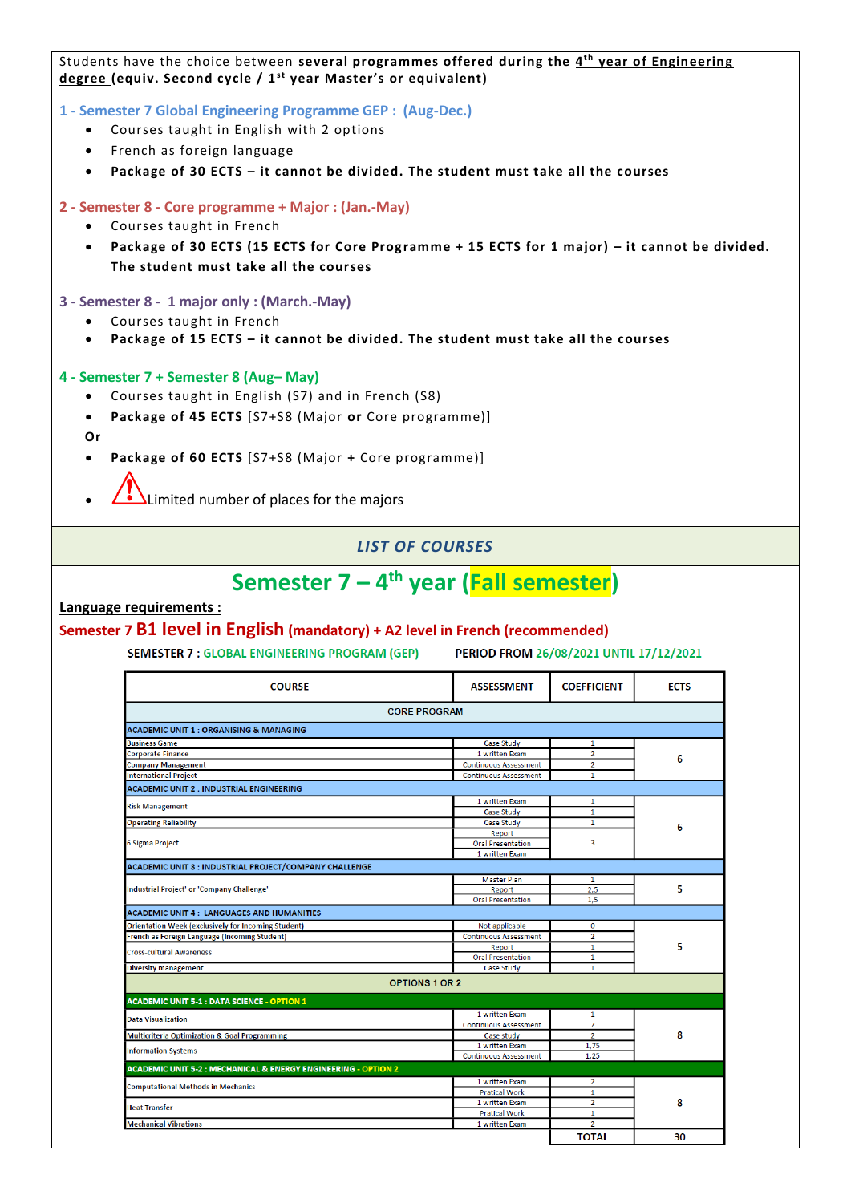Students have the choice between **several programmes offered during the 4th year of Engineering degree** **(equiv. Second cycle / 1st year Master's or equivalent)**

### 1 - Semester 7 Global Engineering Programme GEP : (Aug-Dec.)

- Courses taught in English with 2 options
- French as foreign language
- **Package of 30 ECTS – it cannot be divided. The student must take all the courses**

### 2 - Semester 8 - Core programme + Major : (Jan.-May)

- Courses taught in French
- **Package of 30 ECTS (15 ECTS for Core Programme + 15 ECTS for 1 major) – it cannot be divided. The student must take all the courses**

### 3 - Semester 8 - 1 major only : (March.-May)

- Courses taught in French
- **Package of 15 ECTS – it cannot be divided. The student must take all the courses**

### 4 - Semester 7 + Semester 8 (Aug– May)

- Courses taught in English (S7) and in French (S8)
- **Package of 45 ECTS** [S7+S8 (Major **or** Core programme)]

**Or**

- **Package of 60 ECTS** [S7+S8 (Major **+** Core programme)]
- ⚠ Limited number of places for the majors

## *LIST OF COURSES*

# Semester 7 – 4th year (Fall semester)

**Language requirements :**

**Semester 7 B1 level in English (mandatory) + A2 level in French (recommended)**

SEMESTER 7 : GLOBAL ENGINEERING PROGRAM (GEP) PERIOD FROM 26/08/2021 UNTIL 17/12/2021

| COURSE | ASSESSMENT | COEFFICIENT | ECTS |
|---|---|---|---|
| **CORE PROGRAM** | | | |
| **ACADEMIC UNIT 1 : ORGANISING & MANAGING** | | | |
| Business Game | Case Study | 1 | 6 |
| Corporate Finance | 1 written Exam | 2 | |
| Company Management | Continuous Assessment | 2 | |
| International Project | Continuous Assessment | 1 | |
| **ACADEMIC UNIT 2 : INDUSTRIAL ENGINEERING** | | | |
| Risk Management | 1 written Exam | 1 | 6 |
| | Case Study | 1 | |
| Operating Reliability | Case Study | 1 | |
| 6 Sigma Project | Report | 3 | |
| | Oral Presentation | | |
| | 1 written Exam | | |
| **ACADEMIC UNIT 3 : INDUSTRIAL PROJECT/COMPANY CHALLENGE** | | | |
| Industrial Project' or 'Company Challenge' | Master Plan | 1 | 5 |
| | Report | 2,5 | |
| | Oral Presentation | 1,5 | |
| **ACADEMIC UNIT 4 : LANGUAGES AND HUMANITIES** | | | |
| Orientation Week (exclusively for Incoming Student) | Not applicable | 0 | 5 |
| French as Foreign Language (Incoming Student) | Continuous Assessment | 2 | |
| Cross-cultural Awareness | Report | 1 | |
| | Oral Presentation | 1 | |
| Diversity management | Case Study | 1 | |
| **OPTIONS 1 OR 2** | | | |
| **ACADEMIC UNIT 5-1 : DATA SCIENCE - OPTION 1** | | | |
| Data Visualization | 1 written Exam | 1 | 8 |
| | Continuous Assessment | 2 | |
| Multicriteria Optimization & Goal Programming | Case study | 2 | |
| Information Systems | 1 written Exam | 1,75 | |
| | Continuous Assessment | 1,25 | |
| **ACADEMIC UNIT 5-2 : MECHANICAL & ENERGY ENGINEERING - OPTION 2** | | | |
| Computational Methods in Mechanics | 1 written Exam | 2 | 8 |
| | Pratical Work | 1 | |
| Heat Transfer | 1 written Exam | 2 | |
| | Pratical Work | 1 | |
| Mechanical Vibrations | 1 written Exam | 2 | |
| | | **TOTAL** | **30** |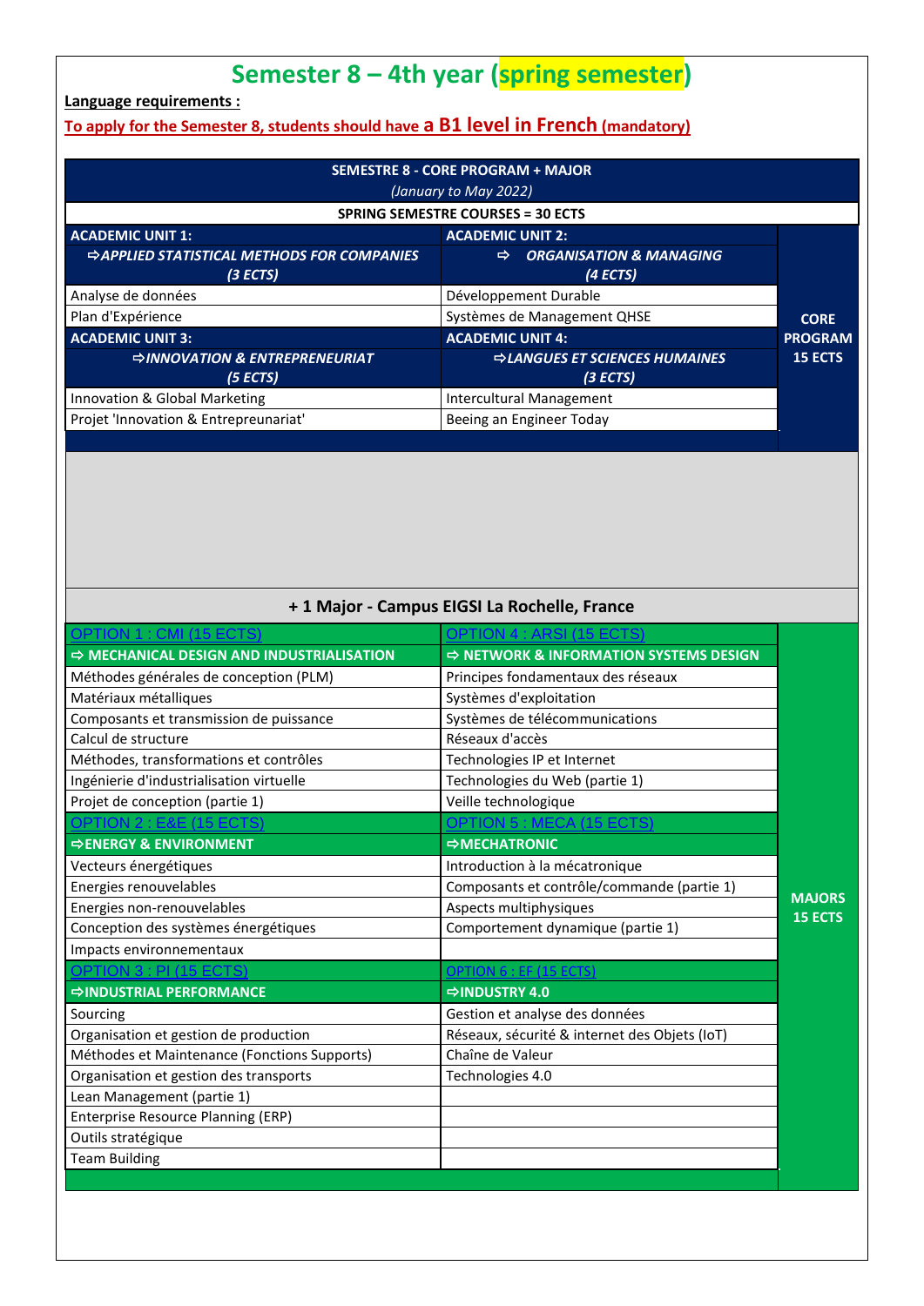# Semester 8 – 4th year (spring semester)

**Language requirements :**

**To apply for the Semester 8, students should have a B1 level in French (mandatory)**

| SEMESTRE 8 - CORE PROGRAM + MAJOR *(January to May 2022)* | | |
|---|---|---|
| **SPRING SEMESTRE COURSES = 30 ECTS** | | |
| **ACADEMIC UNIT 1:** ⇨ ***APPLIED STATISTICAL METHODS FOR COMPANIES (3 ECTS)*** | **ACADEMIC UNIT 2:** ⇨ ***ORGANISATION & MANAGING (4 ECTS)*** | **CORE PROGRAM 15 ECTS** |
| Analyse de données | Développement Durable | |
| Plan d'Expérience | Systèmes de Management QHSE | |
| **ACADEMIC UNIT 3:** ⇨ ***INNOVATION & ENTREPRENEURIAT (5 ECTS)*** | **ACADEMIC UNIT 4:** ⇨ ***LANGUES ET SCIENCES HUMAINES (3 ECTS)*** | |
| Innovation & Global Marketing | Intercultural Management | |
| Projet 'Innovation & Entrepreunariat' | Beeing an Engineer Today | |

| + 1 Major - Campus EIGSI La Rochelle, France | | |
|---|---|---|
| OPTION 1 : CMI (15 ECTS) | OPTION 4 : ARSI (15 ECTS) | **MAJORS 15 ECTS** |
| **⇨ MECHANICAL DESIGN AND INDUSTRIALISATION** | **⇨ NETWORK & INFORMATION SYSTEMS DESIGN** | |
| Méthodes générales de conception (PLM) | Principes fondamentaux des réseaux | |
| Matériaux métalliques | Systèmes d'exploitation | |
| Composants et transmission de puissance | Systèmes de télécommunications | |
| Calcul de structure | Réseaux d'accès | |
| Méthodes, transformations et contrôles | Technologies IP et Internet | |
| Ingénierie d'industrialisation virtuelle | Technologies du Web (partie 1) | |
| Projet de conception (partie 1) | Veille technologique | |
| OPTION 2 : E&E (15 ECTS) | OPTION 5 : MECA (15 ECTS) | |
| **⇨ENERGY & ENVIRONMENT** | **⇨MECHATRONIC** | |
| Vecteurs énergétiques | Introduction à la mécatronique | |
| Energies renouvelables | Composants et contrôle/commande (partie 1) | |
| Energies non-renouvelables | Aspects multiphysiques | |
| Conception des systèmes énergétiques | Comportement dynamique (partie 1) | |
| Impacts environnementaux | | |
| OPTION 3 : PI (15 ECTS) | OPTION 6 : EF (15 ECTS) | |
| **⇨INDUSTRIAL PERFORMANCE** | **⇨INDUSTRY 4.0** | |
| Sourcing | Gestion et analyse des données | |
| Organisation et gestion de production | Réseaux, sécurité & internet des Objets (IoT) | |
| Méthodes et Maintenance (Fonctions Supports) | Chaîne de Valeur | |
| Organisation et gestion des transports | Technologies 4.0 | |
| Lean Management (partie 1) | | |
| Enterprise Resource Planning (ERP) | | |
| Outils stratégique | | |
| Team Building | | |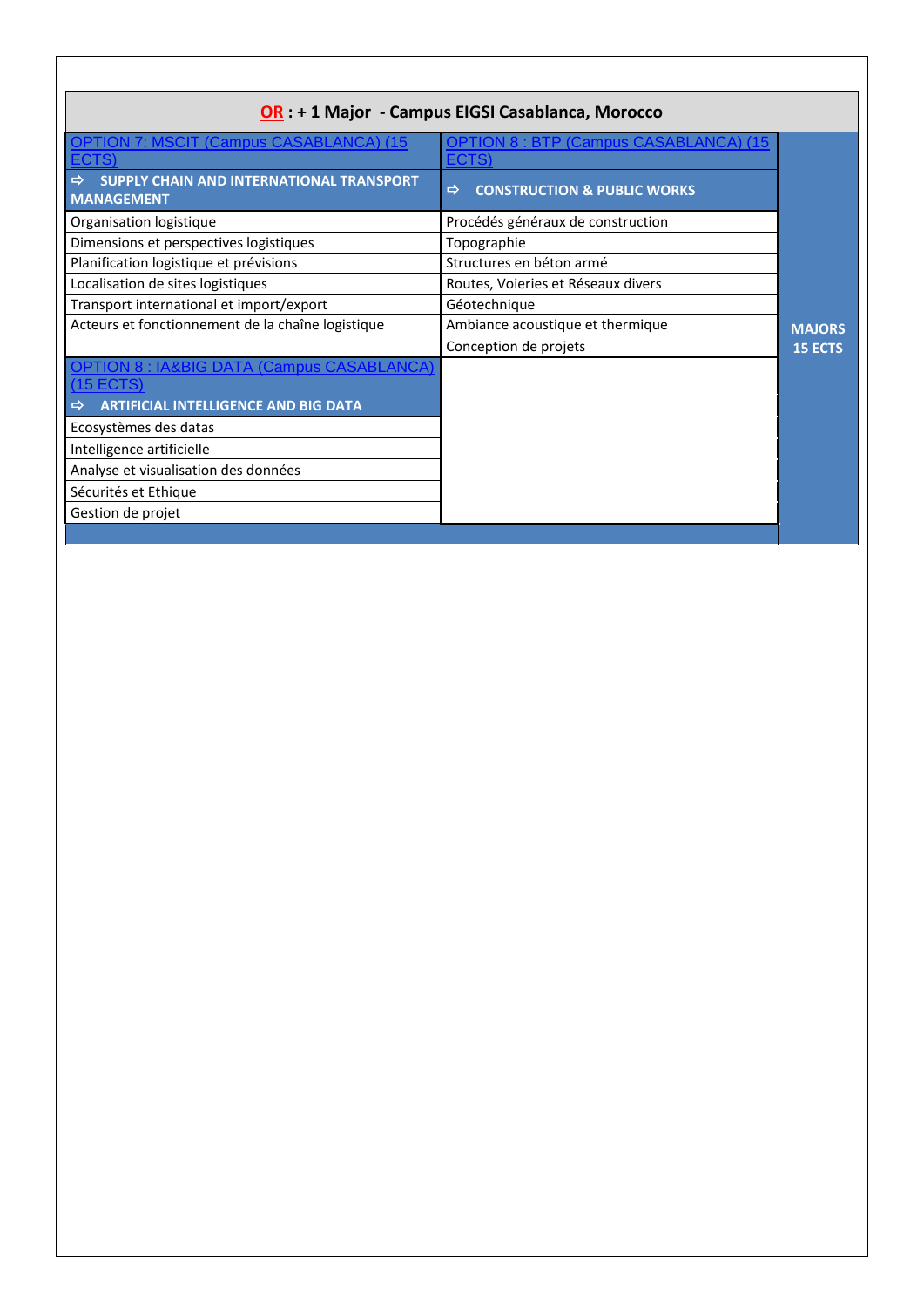| **OR : + 1 Major - Campus EIGSI Casablanca, Morocco** | | |
|---|---|---|
| OPTION 7: MSCIT (Campus CASABLANCA) (15 ECTS) | OPTION 8 : BTP (Campus CASABLANCA) (15 ECTS) | **MAJORS 15 ECTS** |
| ⇨ **SUPPLY CHAIN AND INTERNATIONAL TRANSPORT MANAGEMENT** | ⇨ **CONSTRUCTION & PUBLIC WORKS** | |
| Organisation logistique | Procédés généraux de construction | |
| Dimensions et perspectives logistiques | Topographie | |
| Planification logistique et prévisions | Structures en béton armé | |
| Localisation de sites logistiques | Routes, Voieries et Réseaux divers | |
| Transport international et import/export | Géotechnique | |
| Acteurs et fonctionnement de la chaîne logistique | Ambiance acoustique et thermique | |
| | Conception de projets | |
| OPTION 8 : IA&BIG DATA (Campus CASABLANCA) (15 ECTS) | | |
| ⇨ **ARTIFICIAL INTELLIGENCE AND BIG DATA** | | |
| Ecosystèmes des datas | | |
| Intelligence artificielle | | |
| Analyse et visualisation des données | | |
| Sécurités et Ethique | | |
| Gestion de projet | | |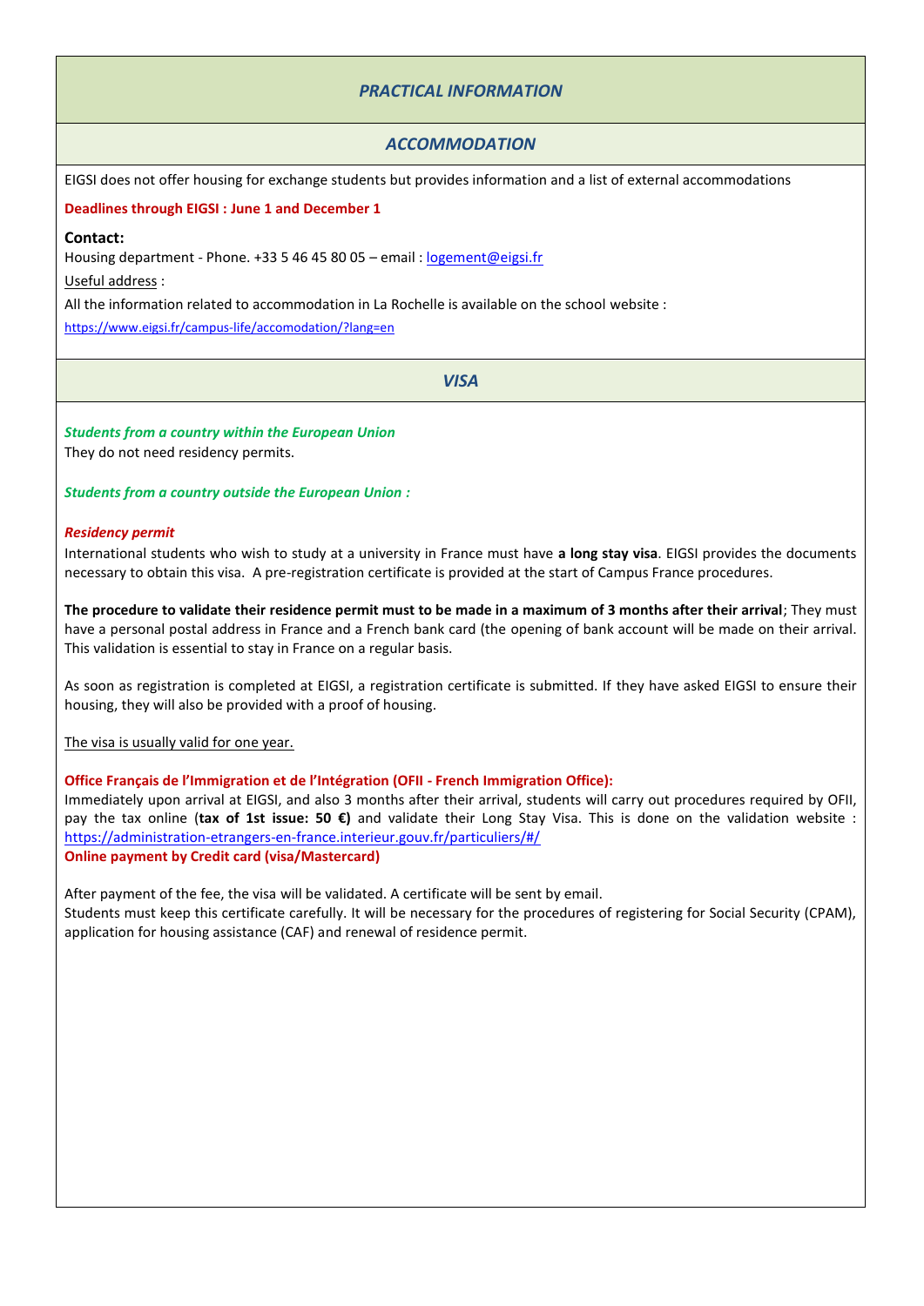## *PRACTICAL INFORMATION*

### *ACCOMMODATION*

EIGSI does not offer housing for exchange students but provides information and a list of external accommodations

**Deadlines through EIGSI : June 1 and December 1**

**Contact:**

Housing department - Phone. +33 5 46 45 80 05 – email : logement@eigsi.fr

Useful address :

All the information related to accommodation in La Rochelle is available on the school website :

https://www.eigsi.fr/campus-life/accomodation/?lang=en

### *VISA*

***Students from a country within the European Union***

They do not need residency permits.

***Students from a country outside the European Union :***

***Residency permit***

International students who wish to study at a university in France must have **a long stay visa**. EIGSI provides the documents necessary to obtain this visa. A pre-registration certificate is provided at the start of Campus France procedures.

**The procedure to validate their residence permit must to be made in a maximum of 3 months after their arrival**; They must have a personal postal address in France and a French bank card (the opening of bank account will be made on their arrival. This validation is essential to stay in France on a regular basis.

As soon as registration is completed at EIGSI, a registration certificate is submitted. If they have asked EIGSI to ensure their housing, they will also be provided with a proof of housing.

The visa is usually valid for one year.

**Office Français de l'Immigration et de l'Intégration (OFII - French Immigration Office):**

Immediately upon arrival at EIGSI, and also 3 months after their arrival, students will carry out procedures required by OFII, pay the tax online (**tax of 1st issue: 50 €)** and validate their Long Stay Visa. This is done on the validation website : https://administration-etrangers-en-france.interieur.gouv.fr/particuliers/#/

**Online payment by Credit card (visa/Mastercard)**

After payment of the fee, the visa will be validated. A certificate will be sent by email.

Students must keep this certificate carefully. It will be necessary for the procedures of registering for Social Security (CPAM), application for housing assistance (CAF) and renewal of residence permit.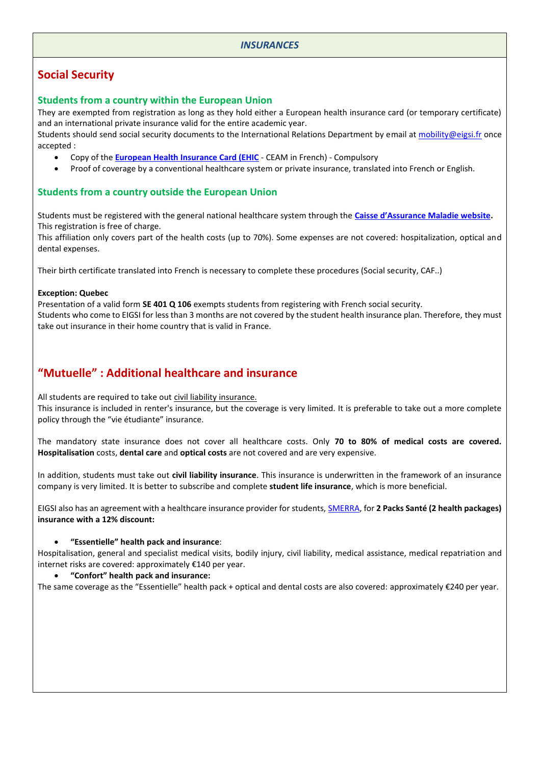## *INSURANCES*

## Social Security

### Students from a country within the European Union

They are exempted from registration as long as they hold either a European health insurance card (or temporary certificate) and an international private insurance valid for the entire academic year.

Students should send social security documents to the International Relations Department by email at mobility@eigsi.fr once accepted :

- Copy of the **European Health Insurance Card (EHIC** - CEAM in French) - Compulsory
- Proof of coverage by a conventional healthcare system or private insurance, translated into French or English.

### Students from a country outside the European Union

Students must be registered with the general national healthcare system through the **Caisse d'Assurance Maladie website.** This registration is free of charge.

This affiliation only covers part of the health costs (up to 70%). Some expenses are not covered: hospitalization, optical and dental expenses.

Their birth certificate translated into French is necessary to complete these procedures (Social security, CAF..)

**Exception: Quebec**

Presentation of a valid form **SE 401 Q 106** exempts students from registering with French social security.

Students who come to EIGSI for less than 3 months are not covered by the student health insurance plan. Therefore, they must take out insurance in their home country that is valid in France.

## "Mutuelle" : Additional healthcare and insurance

All students are required to take out civil liability insurance.

This insurance is included in renter's insurance, but the coverage is very limited. It is preferable to take out a more complete policy through the "vie étudiante" insurance.

The mandatory state insurance does not cover all healthcare costs. Only **70 to 80% of medical costs are covered. Hospitalisation** costs, **dental care** and **optical costs** are not covered and are very expensive.

In addition, students must take out **civil liability insurance**. This insurance is underwritten in the framework of an insurance company is very limited. It is better to subscribe and complete **student life insurance**, which is more beneficial.

EIGSI also has an agreement with a healthcare insurance provider for students, SMERRA, for **2 Packs Santé (2 health packages) insurance with a 12% discount:**

- **"Essentielle" health pack and insurance**:

Hospitalisation, general and specialist medical visits, bodily injury, civil liability, medical assistance, medical repatriation and internet risks are covered: approximately €140 per year.

- **"Confort" health pack and insurance:**

The same coverage as the "Essentielle" health pack + optical and dental costs are also covered: approximately €240 per year.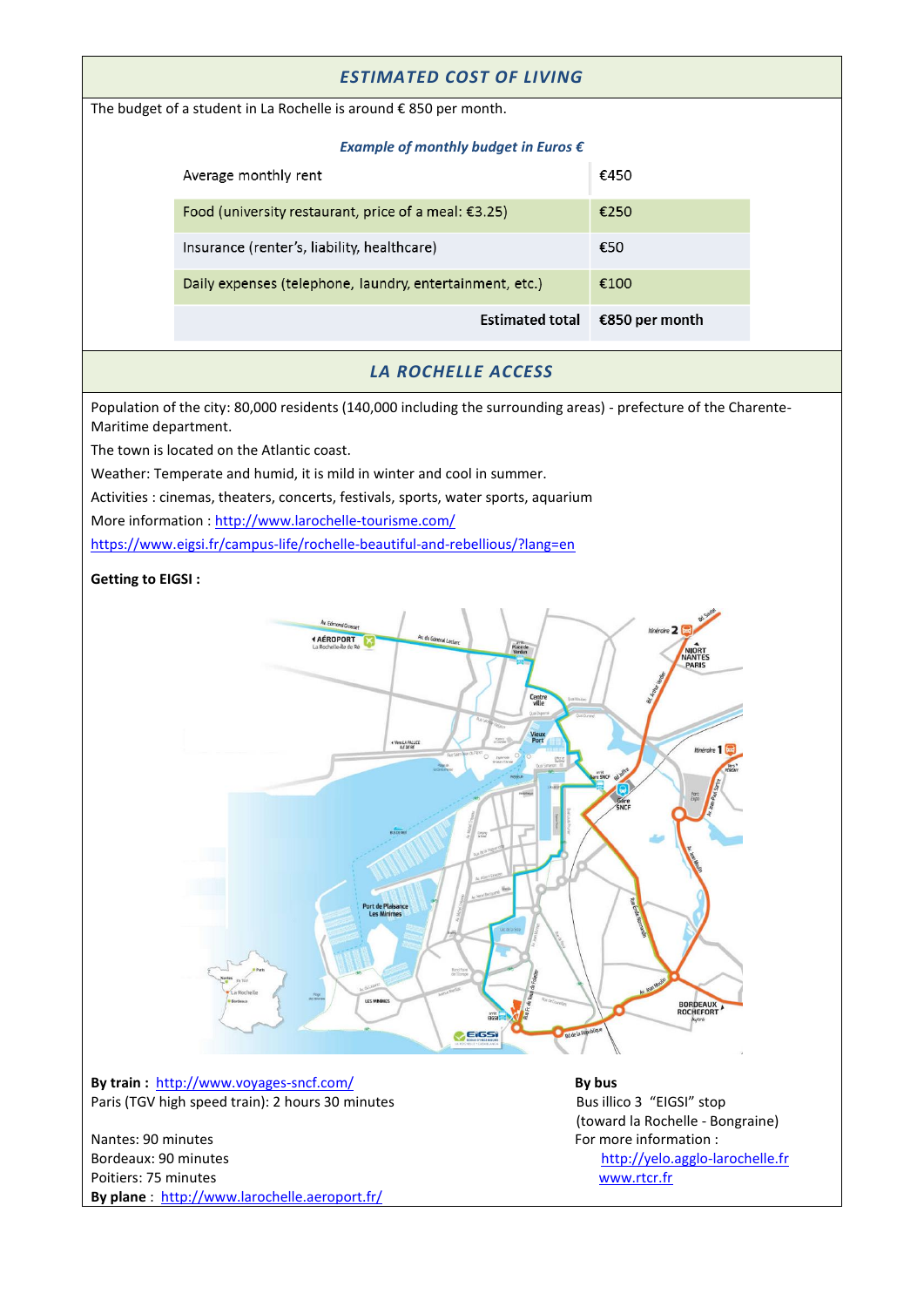## ESTIMATED COST OF LIVING

The budget of a student in La Rochelle is around € 850 per month.

*Example of monthly budget in Euros €*

| | |
|---|---|
| Average monthly rent | €450 |
| Food (university restaurant, price of a meal: €3.25) | €250 |
| Insurance (renter's, liability, healthcare) | €50 |
| Daily expenses (telephone, laundry, entertainment, etc.) | €100 |
| **Estimated total** | **€850 per month** |

## LA ROCHELLE ACCESS

Population of the city: 80,000 residents (140,000 including the surrounding areas) - prefecture of the Charente-Maritime department.

The town is located on the Atlantic coast.

Weather: Temperate and humid, it is mild in winter and cool in summer.

Activities : cinemas, theaters, concerts, festivals, sports, water sports, aquarium

More information : http://www.larochelle-tourisme.com/

https://www.eigsi.fr/campus-life/rochelle-beautiful-and-rebellious/?lang=en

**Getting to EIGSI :**

**By train :** http://www.voyages-sncf.com/

Paris (TGV high speed train): 2 hours 30 minutes

Nantes: 90 minutes

Bordeaux: 90 minutes

Poitiers: 75 minutes

**By plane** : http://www.larochelle.aeroport.fr/

**By bus**

Bus illico 3 "EIGSI" stop

(toward la Rochelle - Bongraine)

For more information :

http://yelo.agglo-larochelle.fr

www.rtcr.fr